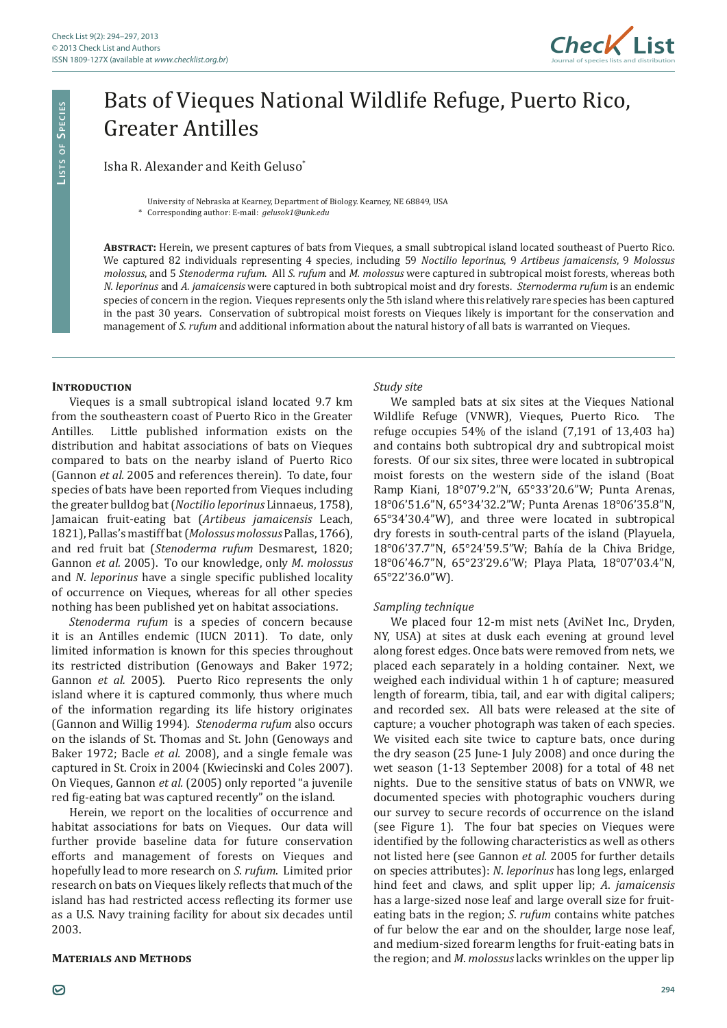# Bats of Vieques National Wildlife Refuge, Puerto Rico, Greater Antilles

Isha R. Alexander and Keith Geluso*

University of Nebraska at Kearney, Department of Biology. Kearney, NE 68849, USA

\* Corresponding author: E-mail: *gelusok1@unk.edu*

**Abstract:** Herein, we present captures of bats from Vieques, a small subtropical island located southeast of Puerto Rico. We captured 82 individuals representing 4 species, including 59 *Noctilio leporinus*, 9 *Artibeus jamaicensis*, 9 *Molossus molossus*, and 5 *Stenoderma rufum*. All *S. rufum* and *M. molossus* were captured in subtropical moist forests, whereas both *N. leporinus* and *A. jamaicensis* were captured in both subtropical moist and dry forests. *Sternoderma rufum* is an endemic species of concern in the region. Vieques represents only the 5th island where this relatively rare species has been captured in the past 30 years. Conservation of subtropical moist forests on Vieques likely is important for the conservation and management of *S. rufum* and additional information about the natural history of all bats is warranted on Vieques.

## Introduction

Vieques is a small subtropical island located 9.7 km from the southeastern coast of Puerto Rico in the Greater Antilles. Little published information exists on the distribution and habitat associations of bats on Vieques compared to bats on the nearby island of Puerto Rico (Gannon *et al.* 2005 and references therein). To date, four species of bats have been reported from Vieques including the greater bulldog bat (*Noctilio leporinus* Linnaeus, 1758), Jamaican fruit-eating bat (*Artibeus jamaicensis* Leach, 1821), Pallas's mastiff bat (*Molossus molossus* Pallas, 1766), and red fruit bat (*Stenoderma rufum* Desmarest, 1820; Gannon *et al.* 2005). To our knowledge, only *M. molossus* and *N. leporinus* have a single specific published locality of occurrence on Vieques, whereas for all other species nothing has been published yet on habitat associations.

*Stenoderma rufum* is a species of concern because it is an Antilles endemic (IUCN 2011). To date, only limited information is known for this species throughout its restricted distribution (Genoways and Baker 1972; Gannon *et al.* 2005). Puerto Rico represents the only island where it is captured commonly, thus where much of the information regarding its life history originates (Gannon and Willig 1994). *Stenoderma rufum* also occurs on the islands of St. Thomas and St. John (Genoways and Baker 1972; Bacle *et al.* 2008), and a single female was captured in St. Croix in 2004 (Kwiecinski and Coles 2007). On Vieques, Gannon *et al.* (2005) only reported "a juvenile red fig-eating bat was captured recently" on the island.

Herein, we report on the localities of occurrence and habitat associations for bats on Vieques. Our data will further provide baseline data for future conservation efforts and management of forests on Vieques and hopefully lead to more research on *S. rufum*. Limited prior research on bats on Vieques likely reflects that much of the island has had restricted access reflecting its former use as a U.S. Navy training facility for about six decades until 2003.

## Materials and Methods

### Study site

We sampled bats at six sites at the Vieques National Wildlife Refuge (VNWR), Vieques, Puerto Rico. The refuge occupies 54% of the island (7,191 of 13,403 ha) and contains both subtropical dry and subtropical moist forests. Of our six sites, three were located in subtropical moist forests on the western side of the island (Boat Ramp Kiani, 18°07'9.2"N, 65°33'20.6"W; Punta Arenas, 18°06'51.6"N, 65°34'32.2"W; Punta Arenas 18°06'35.8"N, 65°34'30.4"W), and three were located in subtropical dry forests in south-central parts of the island (Playuela, 18°06'37.7"N, 65°24'59.5"W; Bahía de la Chiva Bridge, 18°06'46.7"N, 65°23'29.6"W; Playa Plata, 18°07'03.4"N, 65°22'36.0"W).

### Sampling technique

We placed four 12-m mist nets (AviNet Inc., Dryden, NY, USA) at sites at dusk each evening at ground level along forest edges. Once bats were removed from nets, we placed each separately in a holding container. Next, we weighed each individual within 1 h of capture; measured length of forearm, tibia, tail, and ear with digital calipers; and recorded sex. All bats were released at the site of capture; a voucher photograph was taken of each species. We visited each site twice to capture bats, once during the dry season (25 June-1 July 2008) and once during the wet season (1-13 September 2008) for a total of 48 net nights. Due to the sensitive status of bats on VNWR, we documented species with photographic vouchers during our survey to secure records of occurrence on the island (see Figure 1). The four bat species on Vieques were identified by the following characteristics as well as others not listed here (see Gannon *et al.* 2005 for further details on species attributes): *N. leporinus* has long legs, enlarged hind feet and claws, and split upper lip; *A. jamaicensis* has a large-sized nose leaf and large overall size for fruit-eating bats in the region; *S. rufum* contains white patches of fur below the ear and on the shoulder, large nose leaf, and medium-sized forearm lengths for fruit-eating bats in the region; and *M. molossus* lacks wrinkles on the upper lip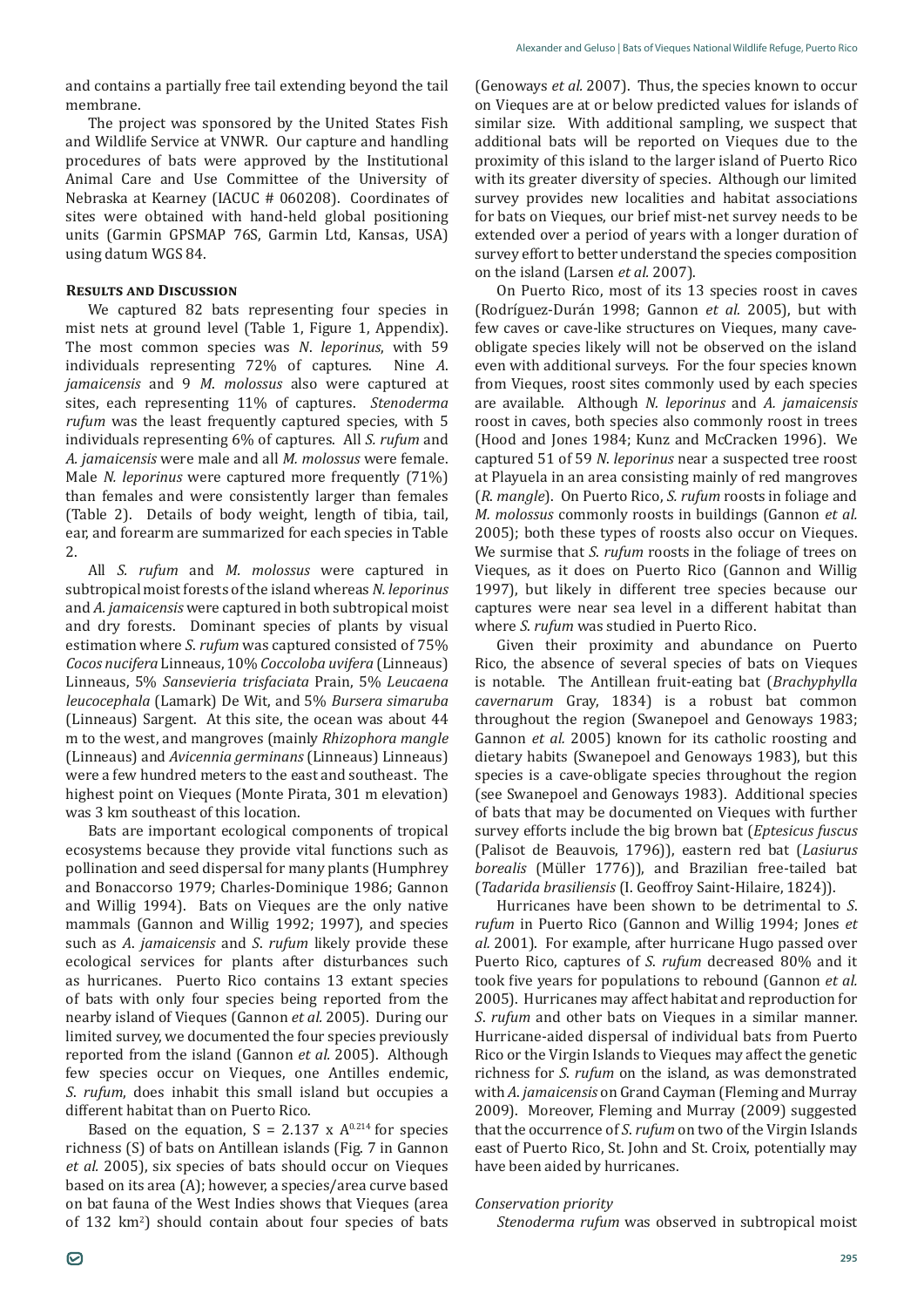and contains a partially free tail extending beyond the tail membrane.

The project was sponsored by the United States Fish and Wildlife Service at VNWR. Our capture and handling procedures of bats were approved by the Institutional Animal Care and Use Committee of the University of Nebraska at Kearney (IACUC # 060208). Coordinates of sites were obtained with hand-held global positioning units (Garmin GPSMAP 76S, Garmin Ltd, Kansas, USA) using datum WGS 84.

## Results and Discussion

We captured 82 bats representing four species in mist nets at ground level (Table 1, Figure 1, Appendix). The most common species was *N. leporinus*, with 59 individuals representing 72% of captures. Nine *A. jamaicensis* and 9 *M. molossus* also were captured at sites, each representing 11% of captures. *Stenoderma rufum* was the least frequently captured species, with 5 individuals representing 6% of captures. All *S. rufum* and *A. jamaicensis* were male and all *M. molossus* were female. Male *N. leporinus* were captured more frequently (71%) than females and were consistently larger than females (Table 2). Details of body weight, length of tibia, tail, ear, and forearm are summarized for each species in Table 2.

All *S. rufum* and *M. molossus* were captured in subtropical moist forests of the island whereas *N. leporinus* and *A. jamaicensis* were captured in both subtropical moist and dry forests. Dominant species of plants by visual estimation where *S. rufum* was captured consisted of 75% *Cocos nucifera* Linneaus, 10% *Coccoloba uvifera* (Linneaus) Linneaus, 5% *Sansevieria trisfaciata* Prain, 5% *Leucaena leucocephala* (Lamark) De Wit, and 5% *Bursera simaruba* (Linneaus) Sargent. At this site, the ocean was about 44 m to the west, and mangroves (mainly *Rhizophora mangle* (Linneaus) and *Avicennia germinans* (Linneaus) Linneaus) were a few hundred meters to the east and southeast. The highest point on Vieques (Monte Pirata, 301 m elevation) was 3 km southeast of this location.

Bats are important ecological components of tropical ecosystems because they provide vital functions such as pollination and seed dispersal for many plants (Humphrey and Bonaccorso 1979; Charles-Dominique 1986; Gannon and Willig 1994). Bats on Vieques are the only native mammals (Gannon and Willig 1992; 1997), and species such as *A. jamaicensis* and *S. rufum* likely provide these ecological services for plants after disturbances such as hurricanes. Puerto Rico contains 13 extant species of bats with only four species being reported from the nearby island of Vieques (Gannon *et al.* 2005). During our limited survey, we documented the four species previously reported from the island (Gannon *et al.* 2005). Although few species occur on Vieques, one Antilles endemic, *S. rufum*, does inhabit this small island but occupies a different habitat than on Puerto Rico.

Based on the equation, $S = 2.137 \times A^{0.214}$ for species richness (S) of bats on Antillean islands (Fig. 7 in Gannon *et al.* 2005), six species of bats should occur on Vieques based on its area (A); however, a species/area curve based on bat fauna of the West Indies shows that Vieques (area of 132 $km^2$) should contain about four species of bats (Genoways *et al.* 2007). Thus, the species known to occur on Vieques are at or below predicted values for islands of similar size. With additional sampling, we suspect that additional bats will be reported on Vieques due to the proximity of this island to the larger island of Puerto Rico with its greater diversity of species. Although our limited survey provides new localities and habitat associations for bats on Vieques, our brief mist-net survey needs to be extended over a period of years with a longer duration of survey effort to better understand the species composition on the island (Larsen *et al.* 2007).

On Puerto Rico, most of its 13 species roost in caves (Rodríguez-Durán 1998; Gannon *et al.* 2005), but with few caves or cave-like structures on Vieques, many cave-obligate species likely will not be observed on the island even with additional surveys. For the four species known from Vieques, roost sites commonly used by each species are available. Although *N. leporinus* and *A. jamaicensis* roost in caves, both species also commonly roost in trees (Hood and Jones 1984; Kunz and McCracken 1996). We captured 51 of 59 *N. leporinus* near a suspected tree roost at Playuela in an area consisting mainly of red mangroves (*R. mangle*). On Puerto Rico, *S. rufum* roosts in foliage and *M. molossus* commonly roosts in buildings (Gannon *et al.* 2005); both these types of roosts also occur on Vieques. We surmise that *S. rufum* roosts in the foliage of trees on Vieques, as it does on Puerto Rico (Gannon and Willig 1997), but likely in different tree species because our captures were near sea level in a different habitat than where *S. rufum* was studied in Puerto Rico.

Given their proximity and abundance on Puerto Rico, the absence of several species of bats on Vieques is notable. The Antillean fruit-eating bat (*Brachyphylla cavernarum* Gray, 1834) is a robust bat common throughout the region (Swanepoel and Genoways 1983; Gannon *et al.* 2005) known for its catholic roosting and dietary habits (Swanepoel and Genoways 1983), but this species is a cave-obligate species throughout the region (see Swanepoel and Genoways 1983). Additional species of bats that may be documented on Vieques with further survey efforts include the big brown bat (*Eptesicus fuscus* (Palisot de Beauvois, 1796)), eastern red bat (*Lasiurus borealis* (Müller 1776)), and Brazilian free-tailed bat (*Tadarida brasiliensis* (I. Geoffroy Saint-Hilaire, 1824)).

Hurricanes have been shown to be detrimental to *S. rufum* in Puerto Rico (Gannon and Willig 1994; Jones *et al.* 2001). For example, after hurricane Hugo passed over Puerto Rico, captures of *S. rufum* decreased 80% and it took five years for populations to rebound (Gannon *et al.* 2005). Hurricanes may affect habitat and reproduction for *S. rufum* and other bats on Vieques in a similar manner. Hurricane-aided dispersal of individual bats from Puerto Rico or the Virgin Islands to Vieques may affect the genetic richness for *S. rufum* on the island, as was demonstrated with *A. jamaicensis* on Grand Cayman (Fleming and Murray 2009). Moreover, Fleming and Murray (2009) suggested that the occurrence of *S. rufum* on two of the Virgin Islands east of Puerto Rico, St. John and St. Croix, potentially may have been aided by hurricanes.

### Conservation priority

*Stenoderma rufum* was observed in subtropical moist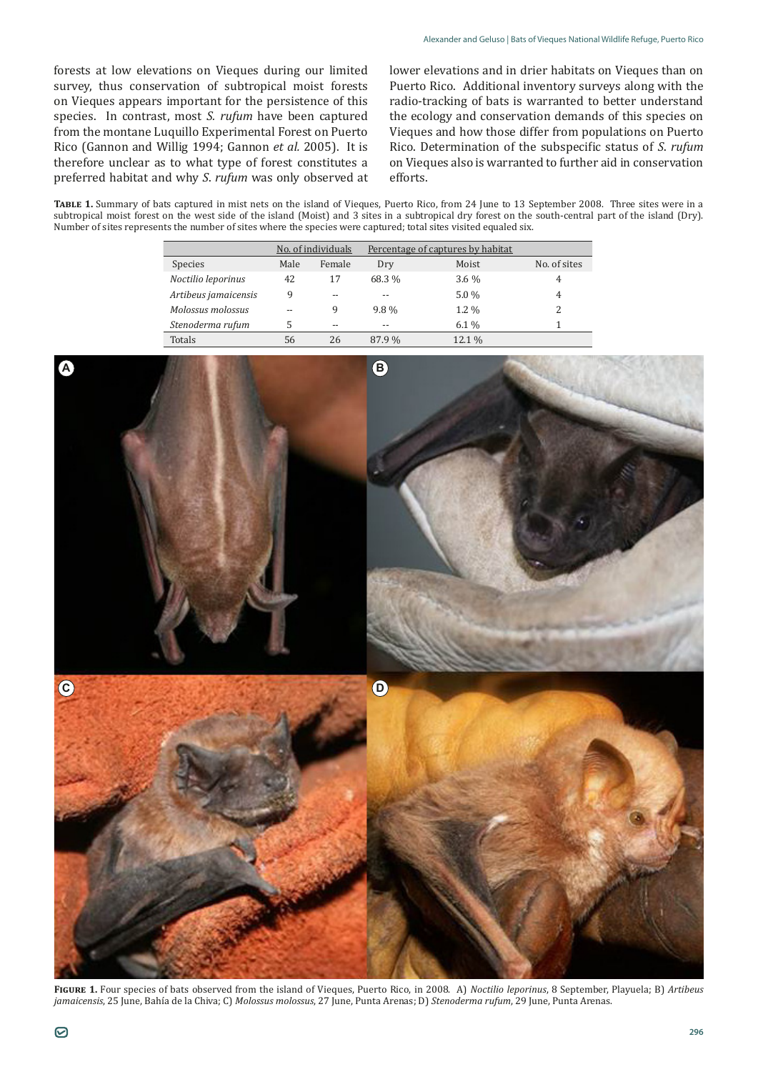forests at low elevations on Vieques during our limited survey, thus conservation of subtropical moist forests on Vieques appears important for the persistence of this species. In contrast, most *S. rufum* have been captured from the montane Luquillo Experimental Forest on Puerto Rico (Gannon and Willig 1994; Gannon *et al.* 2005). It is therefore unclear as to what type of forest constitutes a preferred habitat and why *S. rufum* was only observed at lower elevations and in drier habitats on Vieques than on Puerto Rico. Additional inventory surveys along with the radio-tracking of bats is warranted to better understand the ecology and conservation demands of this species on Vieques and how those differ from populations on Puerto Rico. Determination of the subspecific status of *S. rufum* on Vieques also is warranted to further aid in conservation efforts.

**Table 1.** Summary of bats captured in mist nets on the island of Vieques, Puerto Rico, from 24 June to 13 September 2008. Three sites were in a subtropical moist forest on the west side of the island (Moist) and 3 sites in a subtropical dry forest on the south-central part of the island (Dry). Number of sites represents the number of sites where the species were captured; total sites visited equaled six.

| | No. of individuals | | Percentage of captures by habitat | | |
|---|---|---|---|---|---|
| Species | Male | Female | Dry | Moist | No. of sites |
| *Noctilio leporinus* | 42 | 17 | 68.3 % | 3.6 % | 4 |
| *Artibeus jamaicensis* | 9 | -- | -- | 5.0 % | 4 |
| *Molossus molossus* | -- | 9 | 9.8 % | 1.2 % | 2 |
| *Stenoderma rufum* | 5 | -- | -- | 6.1 % | 1 |
| Totals | 56 | 26 | 87.9 % | 12.1 % | |

**Figure 1.** Four species of bats observed from the island of Vieques, Puerto Rico, in 2008. A) *Noctilio leporinus*, 8 September, Playuela; B) *Artibeus jamaicensis*, 25 June, Bahía de la Chiva; C) *Molossus molossus*, 27 June, Punta Arenas; D) *Stenoderma rufum*, 29 June, Punta Arenas.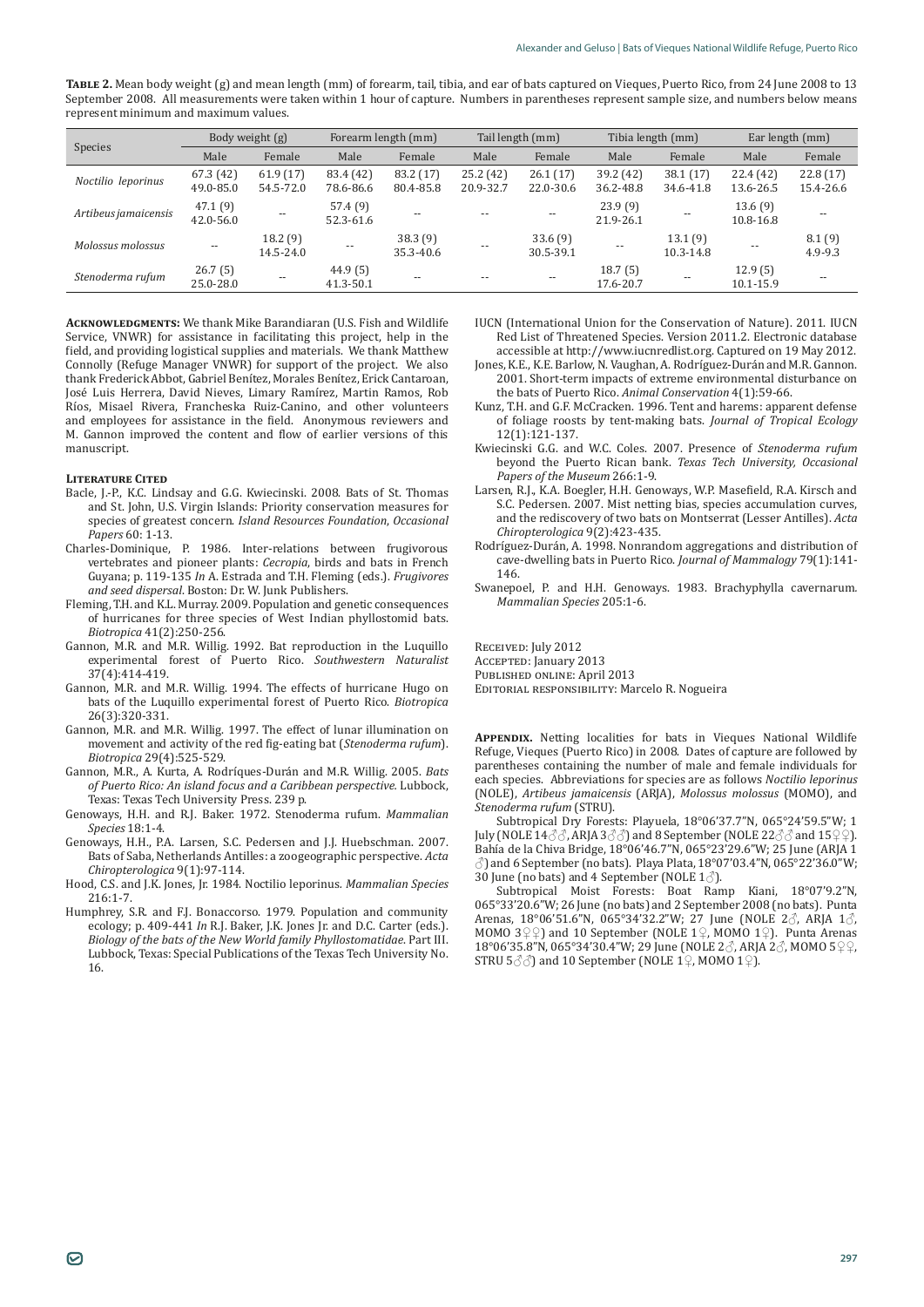**Table 2.** Mean body weight (g) and mean length (mm) of forearm, tail, tibia, and ear of bats captured on Vieques, Puerto Rico, from 24 June 2008 to 13 September 2008. All measurements were taken within 1 hour of capture. Numbers in parentheses represent sample size, and numbers below means represent minimum and maximum values.

| Species | Body weight (g) | | Forearm length (mm) | | Tail length (mm) | | Tibia length (mm) | | Ear length (mm) | |
|---|---|---|---|---|---|---|---|---|---|---|
| | Male | Female | Male | Female | Male | Female | Male | Female | Male | Female |
| *Noctilio leporinus* | 67.3 (42) 49.0-85.0 | 61.9 (17) 54.5-72.0 | 83.4 (42) 78.6-86.6 | 83.2 (17) 80.4-85.8 | 25.2 (42) 20.9-32.7 | 26.1 (17) 22.0-30.6 | 39.2 (42) 36.2-48.8 | 38.1 (17) 34.6-41.8 | 22.4 (42) 13.6-26.5 | 22.8 (17) 15.4-26.6 |
| *Artibeus jamaicensis* | 47.1 (9) 42.0-56.0 | -- | 57.4 (9) 52.3-61.6 | -- | -- | -- | 23.9 (9) 21.9-26.1 | -- | 13.6 (9) 10.8-16.8 | -- |
| *Molossus molossus* | -- | 18.2 (9) 14.5-24.0 | -- | 38.3 (9) 35.3-40.6 | -- | 33.6 (9) 30.5-39.1 | -- | 13.1 (9) 10.3-14.8 | -- | 8.1 (9) 4.9-9.3 |
| *Stenoderma rufum* | 26.7 (5) 25.0-28.0 | -- | 44.9 (5) 41.3-50.1 | -- | -- | -- | 18.7 (5) 17.6-20.7 | -- | 12.9 (5) 10.1-15.9 | -- |

**Acknowledgments:** We thank Mike Barandiaran (U.S. Fish and Wildlife Service, VNWR) for assistance in facilitating this project, help in the field, and providing logistical supplies and materials. We thank Matthew Connolly (Refuge Manager VNWR) for support of the project. We also thank Frederick Abbot, Gabriel Benítez, Morales Benítez, Erick Cantaroan, José Luis Herrera, David Nieves, Limary Ramírez, Martin Ramos, Rob Ríos, Misael Rivera, Francheska Ruiz-Canino, and other volunteers and employees for assistance in the field. Anonymous reviewers and M. Gannon improved the content and flow of earlier versions of this manuscript.

## Literature Cited

Bacle, J.-P., K.C. Lindsay and G.G. Kwiecinski. 2008. Bats of St. Thomas and St. John, U.S. Virgin Islands: Priority conservation measures for species of greatest concern. *Island Resources Foundation, Occasional Papers* 60: 1-13.

Charles-Dominique, P. 1986. Inter-relations between frugivorous vertebrates and pioneer plants: *Cecropia*, birds and bats in French Guyana; p. 119-135 *In* A. Estrada and T.H. Fleming (eds.). *Frugivores and seed dispersal*. Boston: Dr. W. Junk Publishers.

Fleming, T.H. and K.L. Murray. 2009. Population and genetic consequences of hurricanes for three species of West Indian phyllostomid bats. *Biotropica* 41(2):250-256.

Gannon, M.R. and M.R. Willig. 1992. Bat reproduction in the Luquillo experimental forest of Puerto Rico. *Southwestern Naturalist* 37(4):414-419.

Gannon, M.R. and M.R. Willig. 1994. The effects of hurricane Hugo on bats of the Luquillo experimental forest of Puerto Rico. *Biotropica* 26(3):320-331.

Gannon, M.R. and M.R. Willig. 1997. The effect of lunar illumination on movement and activity of the red fig-eating bat (*Stenoderma rufum*). *Biotropica* 29(4):525-529.

Gannon, M.R., A. Kurta, A. Rodríques-Durán and M.R. Willig. 2005. *Bats of Puerto Rico: An island focus and a Caribbean perspective*. Lubbock, Texas: Texas Tech University Press. 239 p.

Genoways, H.H. and R.J. Baker. 1972. Stenoderma rufum. *Mammalian Species* 18:1-4.

Genoways, H.H., P.A. Larsen, S.C. Pedersen and J.J. Huebschman. 2007. Bats of Saba, Netherlands Antilles: a zoogeographic perspective. *Acta Chiropterologica* 9(1):97-114.

Hood, C.S. and J.K. Jones, Jr. 1984. Noctilio leporinus. *Mammalian Species* 216:1-7.

Humphrey, S.R. and F.J. Bonaccorso. 1979. Population and community ecology; p. 409-441 *In* R.J. Baker, J.K. Jones Jr. and D.C. Carter (eds.). *Biology of the bats of the New World family Phyllostomatidae*. Part III. Lubbock, Texas: Special Publications of the Texas Tech University No. 16.

IUCN (International Union for the Conservation of Nature). 2011. IUCN Red List of Threatened Species. Version 2011.2. Electronic database accessible at http://www.iucnredlist.org. Captured on 19 May 2012.

Jones, K.E., K.E. Barlow, N. Vaughan, A. Rodríguez-Durán and M.R. Gannon. 2001. Short-term impacts of extreme environmental disturbance on the bats of Puerto Rico. *Animal Conservation* 4(1):59-66.

Kunz, T.H. and G.F. McCracken. 1996. Tent and harems: apparent defense of foliage roosts by tent-making bats. *Journal of Tropical Ecology* 12(1):121-137.

Kwiecinski G.G. and W.C. Coles. 2007. Presence of *Stenoderma rufum* beyond the Puerto Rican bank. *Texas Tech University, Occasional Papers of the Museum* 266:1-9.

Larsen, R.J., K.A. Boegler, H.H. Genoways, W.P. Masefield, R.A. Kirsch and S.C. Pedersen. 2007. Mist netting bias, species accumulation curves, and the rediscovery of two bats on Montserrat (Lesser Antilles). *Acta Chiropterologica* 9(2):423-435.

Rodríguez-Durán, A. 1998. Nonrandom aggregations and distribution of cave-dwelling bats in Puerto Rico. *Journal of Mammalogy* 79(1):141-146.

Swanepoel, P. and H.H. Genoways. 1983. Brachyphylla cavernarum. *Mammalian Species* 205:1-6.

Received: July 2012
Accepted: January 2013
Published online: April 2013
Editorial responsibility: Marcelo R. Nogueira

**Appendix.** Netting localities for bats in Vieques National Wildlife Refuge, Vieques (Puerto Rico) in 2008. Dates of capture are followed by parentheses containing the number of male and female individuals for each species. Abbreviations for species are as follows *Noctilio leporinus* (NOLE), *Artibeus jamaicensis* (ARJA), *Molossus molossus* (MOMO), and *Stenoderma rufum* (STRU).

Subtropical Dry Forests: Playuela, 18°06'37.7"N, 065°24'59.5"W; 1 July (NOLE 14♂♂, ARJA 3♂♂) and 8 September (NOLE 22♂♂ and 15♀♀). Bahía de la Chiva Bridge, 18°06'46.7"N, 065°23'29.6"W; 25 June (ARJA 1♂) and 6 September (no bats). Playa Plata, 18°07'03.4"N, 065°22'36.0"W; 30 June (no bats) and 4 September (NOLE 1♂).

Subtropical Moist Forests: Boat Ramp Kiani, 18°07'9.2"N, 065°33'20.6"W; 26 June (no bats) and 2 September 2008 (no bats). Punta Arenas, 18°06'51.6"N, 065°34'32.2"W; 27 June (NOLE 2♂, ARJA 1♂, MOMO 3♀♀) and 10 September (NOLE 1♀, MOMO 1♀). Punta Arenas 18°06'35.8"N, 065°34'30.4"W; 29 June (NOLE 2♂, ARJA 2♂, MOMO 5♀♀, STRU 5♂♂) and 10 September (NOLE 1♀, MOMO 1♀).